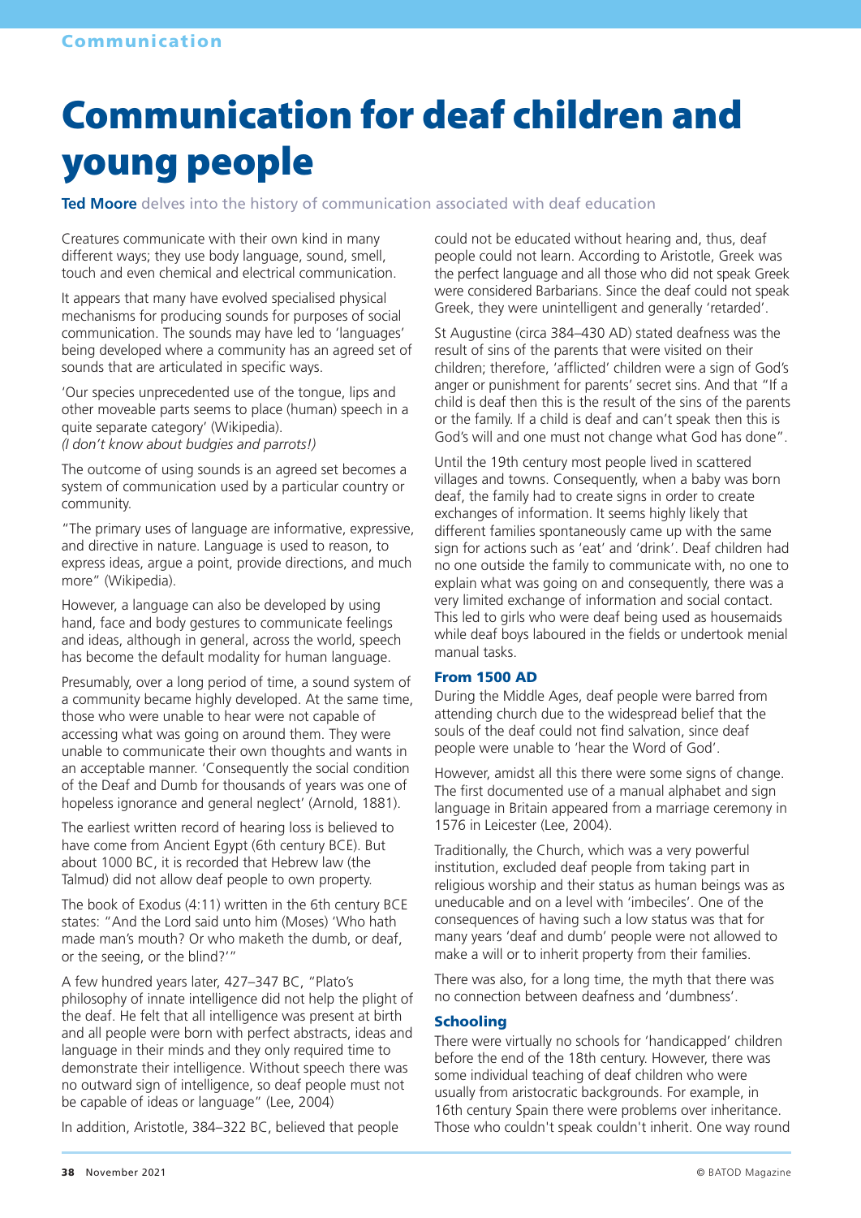# Communication for deaf children and young people

**Ted Moore** delves into the history of communication associated with deaf education

Creatures communicate with their own kind in many different ways; they use body language, sound, smell, touch and even chemical and electrical communication.

It appears that many have evolved specialised physical mechanisms for producing sounds for purposes of social communication. The sounds may have led to 'languages' being developed where a community has an agreed set of sounds that are articulated in specific ways.

'Our species unprecedented use of the tongue, lips and other moveable parts seems to place (human) speech in a quite separate category' (Wikipedia).
*(I don't know about budgies and parrots!)*

The outcome of using sounds is an agreed set becomes a system of communication used by a particular country or community.

"The primary uses of language are informative, expressive, and directive in nature. Language is used to reason, to express ideas, argue a point, provide directions, and much more" (Wikipedia).

However, a language can also be developed by using hand, face and body gestures to communicate feelings and ideas, although in general, across the world, speech has become the default modality for human language.

Presumably, over a long period of time, a sound system of a community became highly developed. At the same time, those who were unable to hear were not capable of accessing what was going on around them. They were unable to communicate their own thoughts and wants in an acceptable manner. 'Consequently the social condition of the Deaf and Dumb for thousands of years was one of hopeless ignorance and general neglect' (Arnold, 1881).

The earliest written record of hearing loss is believed to have come from Ancient Egypt (6th century BCE). But about 1000 BC, it is recorded that Hebrew law (the Talmud) did not allow deaf people to own property.

The book of Exodus (4:11) written in the 6th century BCE states: "And the Lord said unto him (Moses) 'Who hath made man's mouth? Or who maketh the dumb, or deaf, or the seeing, or the blind?'"

A few hundred years later, 427–347 BC, "Plato's philosophy of innate intelligence did not help the plight of the deaf. He felt that all intelligence was present at birth and all people were born with perfect abstracts, ideas and language in their minds and they only required time to demonstrate their intelligence. Without speech there was no outward sign of intelligence, so deaf people must not be capable of ideas or language" (Lee, 2004)

In addition, Aristotle, 384–322 BC, believed that people could not be educated without hearing and, thus, deaf people could not learn. According to Aristotle, Greek was the perfect language and all those who did not speak Greek were considered Barbarians. Since the deaf could not speak Greek, they were unintelligent and generally 'retarded'.

St Augustine (circa 384–430 AD) stated deafness was the result of sins of the parents that were visited on their children; therefore, 'afflicted' children were a sign of God's anger or punishment for parents' secret sins. And that "If a child is deaf then this is the result of the sins of the parents or the family. If a child is deaf and can't speak then this is God's will and one must not change what God has done".

Until the 19th century most people lived in scattered villages and towns. Consequently, when a baby was born deaf, the family had to create signs in order to create exchanges of information. It seems highly likely that different families spontaneously came up with the same sign for actions such as 'eat' and 'drink'. Deaf children had no one outside the family to communicate with, no one to explain what was going on and consequently, there was a very limited exchange of information and social contact. This led to girls who were deaf being used as housemaids while deaf boys laboured in the fields or undertook menial manual tasks.

### From 1500 AD

During the Middle Ages, deaf people were barred from attending church due to the widespread belief that the souls of the deaf could not find salvation, since deaf people were unable to 'hear the Word of God'.

However, amidst all this there were some signs of change. The first documented use of a manual alphabet and sign language in Britain appeared from a marriage ceremony in 1576 in Leicester (Lee, 2004).

Traditionally, the Church, which was a very powerful institution, excluded deaf people from taking part in religious worship and their status as human beings was as uneducable and on a level with 'imbeciles'. One of the consequences of having such a low status was that for many years 'deaf and dumb' people were not allowed to make a will or to inherit property from their families.

There was also, for a long time, the myth that there was no connection between deafness and 'dumbness'.

### Schooling

There were virtually no schools for 'handicapped' children before the end of the 18th century. However, there was some individual teaching of deaf children who were usually from aristocratic backgrounds. For example, in 16th century Spain there were problems over inheritance. Those who couldn't speak couldn't inherit. One way round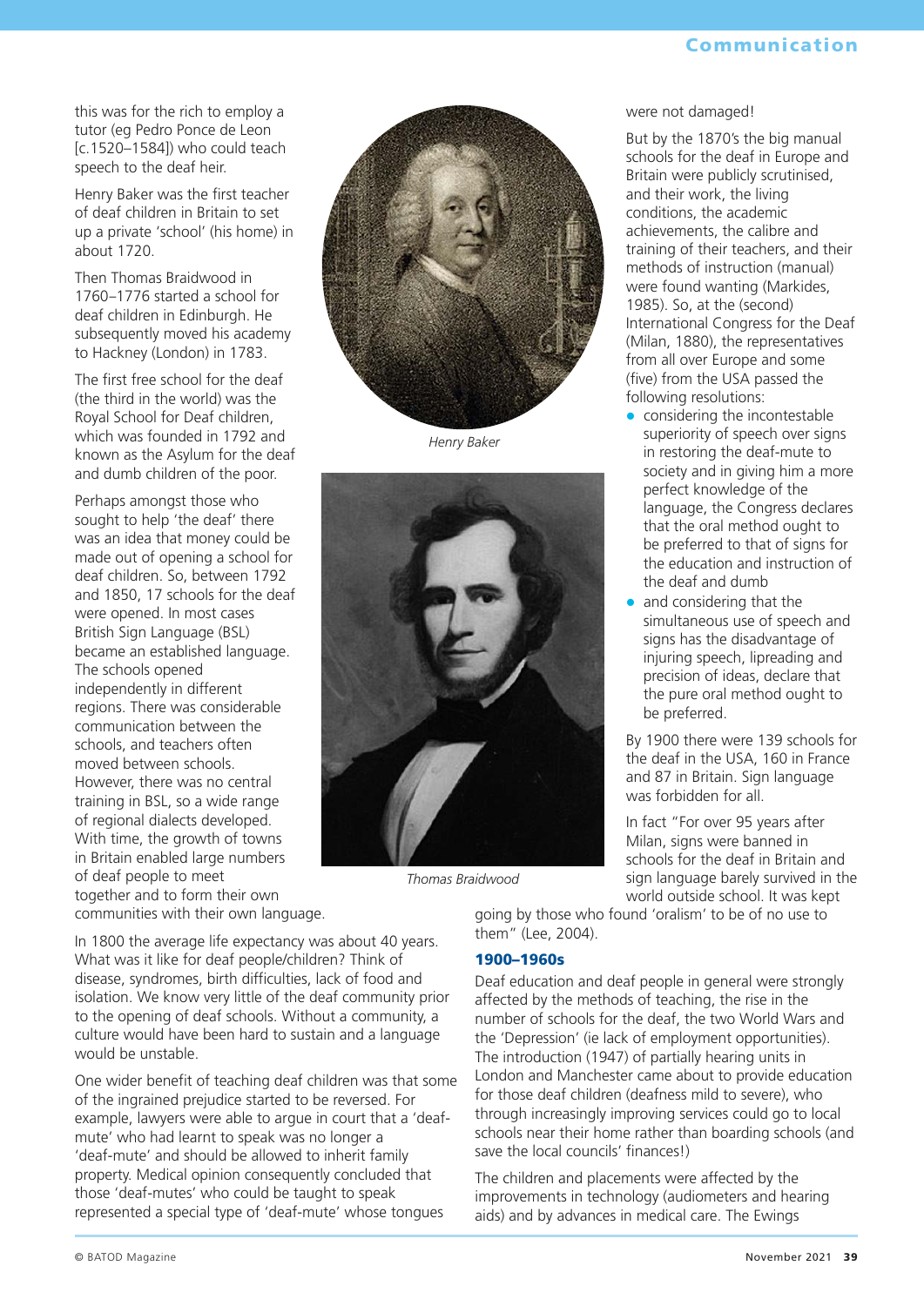this was for the rich to employ a tutor (eg Pedro Ponce de Leon [c.1520–1584]) who could teach speech to the deaf heir.

Henry Baker was the first teacher of deaf children in Britain to set up a private 'school' (his home) in about 1720.

Then Thomas Braidwood in 1760–1776 started a school for deaf children in Edinburgh. He subsequently moved his academy to Hackney (London) in 1783.

The first free school for the deaf (the third in the world) was the Royal School for Deaf children, which was founded in 1792 and known as the Asylum for the deaf and dumb children of the poor.

Perhaps amongst those who sought to help 'the deaf' there was an idea that money could be made out of opening a school for deaf children. So, between 1792 and 1850, 17 schools for the deaf were opened. In most cases British Sign Language (BSL) became an established language. The schools opened independently in different regions. There was considerable communication between the schools, and teachers often moved between schools. However, there was no central training in BSL, so a wide range of regional dialects developed. With time, the growth of towns in Britain enabled large numbers of deaf people to meet together and to form their own communities with their own language.

In 1800 the average life expectancy was about 40 years. What was it like for deaf people/children? Think of disease, syndromes, birth difficulties, lack of food and isolation. We know very little of the deaf community prior to the opening of deaf schools. Without a community, a culture would have been hard to sustain and a language would be unstable.

One wider benefit of teaching deaf children was that some of the ingrained prejudice started to be reversed. For example, lawyers were able to argue in court that a 'deaf-mute' who had learnt to speak was no longer a 'deaf-mute' and should be allowed to inherit family property. Medical opinion consequently concluded that those 'deaf-mutes' who could be taught to speak represented a special type of 'deaf-mute' whose tongues were not damaged!

*Henry Baker*

*Thomas Braidwood*

But by the 1870's the big manual schools for the deaf in Europe and Britain were publicly scrutinised, and their work, the living conditions, the academic achievements, the calibre and training of their teachers, and their methods of instruction (manual) were found wanting (Markides, 1985). So, at the (second) International Congress for the Deaf (Milan, 1880), the representatives from all over Europe and some (five) from the USA passed the following resolutions:

- considering the incontestable superiority of speech over signs in restoring the deaf-mute to society and in giving him a more perfect knowledge of the language, the Congress declares that the oral method ought to be preferred to that of signs for the education and instruction of the deaf and dumb
- and considering that the simultaneous use of speech and signs has the disadvantage of injuring speech, lipreading and precision of ideas, declare that the pure oral method ought to be preferred.

By 1900 there were 139 schools for the deaf in the USA, 160 in France and 87 in Britain. Sign language was forbidden for all.

In fact "For over 95 years after Milan, signs were banned in schools for the deaf in Britain and sign language barely survived in the world outside school. It was kept going by those who found 'oralism' to be of no use to them" (Lee, 2004).

## 1900–1960s

Deaf education and deaf people in general were strongly affected by the methods of teaching, the rise in the number of schools for the deaf, the two World Wars and the 'Depression' (ie lack of employment opportunities). The introduction (1947) of partially hearing units in London and Manchester came about to provide education for those deaf children (deafness mild to severe), who through increasingly improving services could go to local schools near their home rather than boarding schools (and save the local councils' finances!)

The children and placements were affected by the improvements in technology (audiometers and hearing aids) and by advances in medical care. The Ewings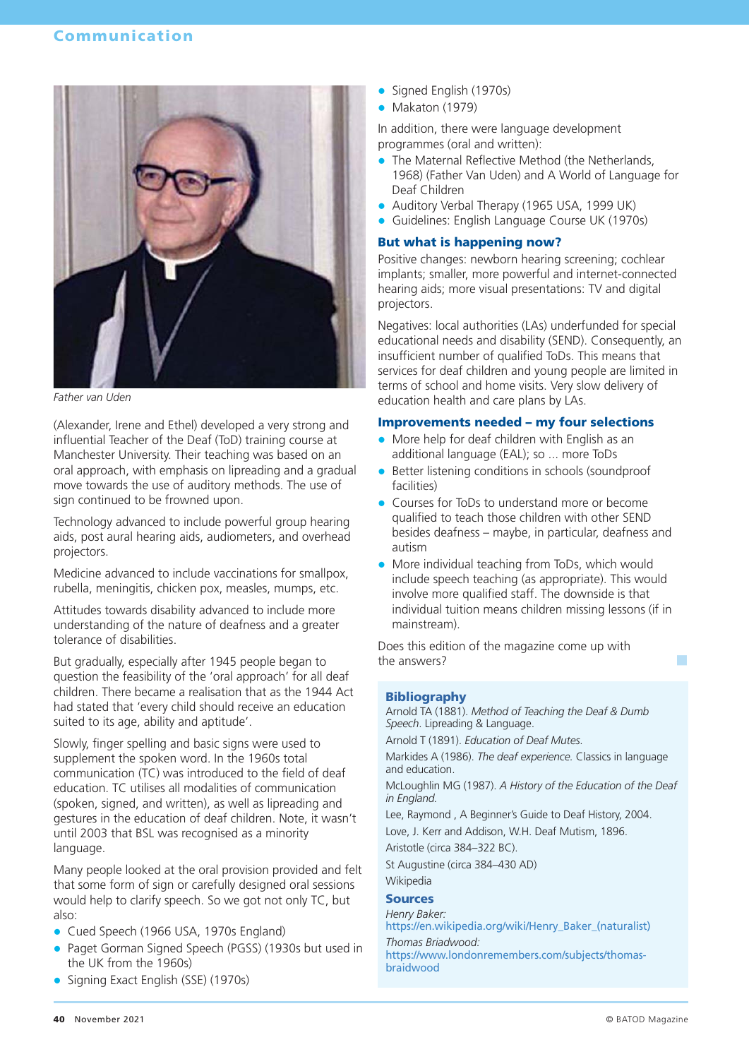Father van Uden

(Alexander, Irene and Ethel) developed a very strong and influential Teacher of the Deaf (ToD) training course at Manchester University. Their teaching was based on an oral approach, with emphasis on lipreading and a gradual move towards the use of auditory methods. The use of sign continued to be frowned upon.

Technology advanced to include powerful group hearing aids, post aural hearing aids, audiometers, and overhead projectors.

Medicine advanced to include vaccinations for smallpox, rubella, meningitis, chicken pox, measles, mumps, etc.

Attitudes towards disability advanced to include more understanding of the nature of deafness and a greater tolerance of disabilities.

But gradually, especially after 1945 people began to question the feasibility of the 'oral approach' for all deaf children. There became a realisation that as the 1944 Act had stated that 'every child should receive an education suited to its age, ability and aptitude'.

Slowly, finger spelling and basic signs were used to supplement the spoken word. In the 1960s total communication (TC) was introduced to the field of deaf education. TC utilises all modalities of communication (spoken, signed, and written), as well as lipreading and gestures in the education of deaf children. Note, it wasn't until 2003 that BSL was recognised as a minority language.

Many people looked at the oral provision provided and felt that some form of sign or carefully designed oral sessions would help to clarify speech. So we got not only TC, but also:

- Cued Speech (1966 USA, 1970s England)
- Paget Gorman Signed Speech (PGSS) (1930s but used in the UK from the 1960s)
- Signing Exact English (SSE) (1970s)
- Signed English (1970s)
- Makaton (1979)

In addition, there were language development programmes (oral and written):

- The Maternal Reflective Method (the Netherlands, 1968) (Father Van Uden) and A World of Language for Deaf Children
- Auditory Verbal Therapy (1965 USA, 1999 UK)
- Guidelines: English Language Course UK (1970s)

## But what is happening now?

Positive changes: newborn hearing screening; cochlear implants; smaller, more powerful and internet-connected hearing aids; more visual presentations: TV and digital projectors.

Negatives: local authorities (LAs) underfunded for special educational needs and disability (SEND). Consequently, an insufficient number of qualified ToDs. This means that services for deaf children and young people are limited in terms of school and home visits. Very slow delivery of education health and care plans by LAs.

## Improvements needed – my four selections

- More help for deaf children with English as an additional language (EAL); so ... more ToDs
- Better listening conditions in schools (soundproof facilities)
- Courses for ToDs to understand more or become qualified to teach those children with other SEND besides deafness – maybe, in particular, deafness and autism
- More individual teaching from ToDs, which would include speech teaching (as appropriate). This would involve more qualified staff. The downside is that individual tuition means children missing lessons (if in mainstream).

Does this edition of the magazine come up with the answers?

## Bibliography

Arnold TA (1881). *Method of Teaching the Deaf & Dumb Speech*. Lipreading & Language.

Arnold T (1891). *Education of Deaf Mutes.*

Markides A (1986). *The deaf experience.* Classics in language and education.

McLoughlin MG (1987). *A History of the Education of the Deaf in England.*

Lee, Raymond , A Beginner's Guide to Deaf History, 2004.

Love, J. Kerr and Addison, W.H. Deaf Mutism, 1896.

Aristotle (circa 384–322 BC).

St Augustine (circa 384–430 AD)

Wikipedia

## Sources

*Henry Baker:*
https://en.wikipedia.org/wiki/Henry_Baker_(naturalist)

*Thomas Briadwood:*
https://www.londonremembers.com/subjects/thomas-braidwood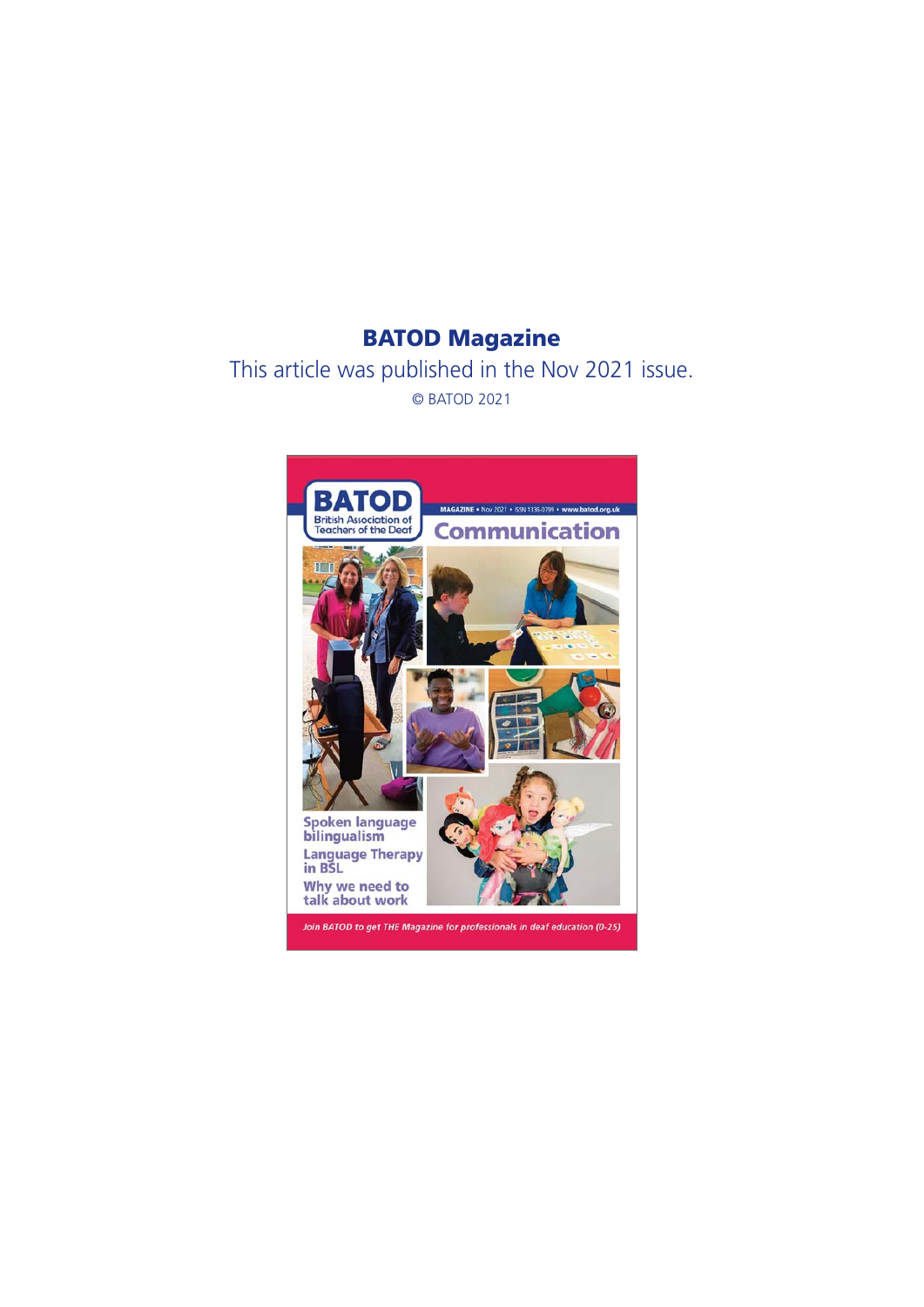**BATOD Magazine**

This article was published in the Nov 2021 issue.

© BATOD 2021